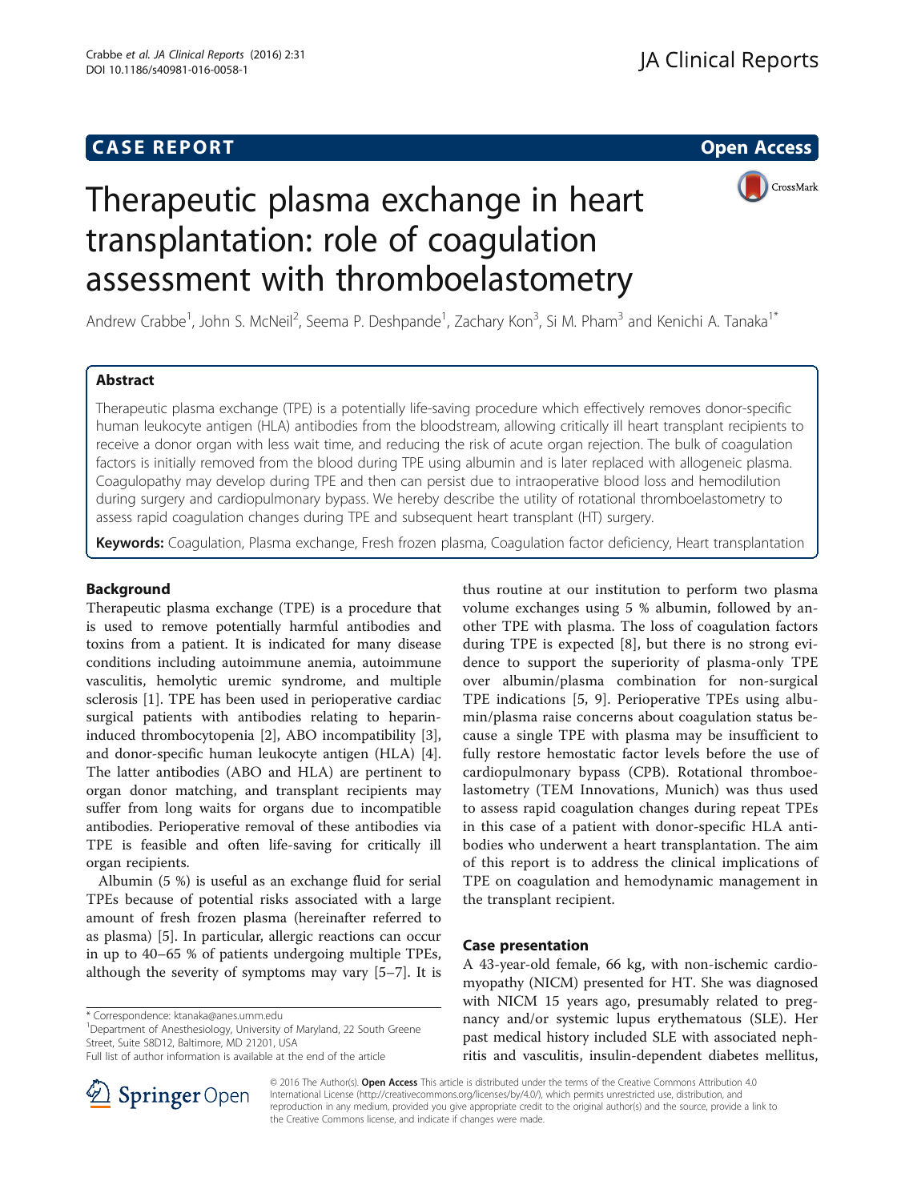CASE REPORT

Open Access

# Therapeutic plasma exchange in heart transplantation: role of coagulation assessment with thromboelastometry

Andrew Crabbe[1], John S. McNeil[2], Seema P. Deshpande[1], Zachary Kon[3], Si M. Pham[3] and Kenichi A. Tanaka[1*]

## Abstract

Therapeutic plasma exchange (TPE) is a potentially life-saving procedure which effectively removes donor-specific human leukocyte antigen (HLA) antibodies from the bloodstream, allowing critically ill heart transplant recipients to receive a donor organ with less wait time, and reducing the risk of acute organ rejection. The bulk of coagulation factors is initially removed from the blood during TPE using albumin and is later replaced with allogeneic plasma. Coagulopathy may develop during TPE and then can persist due to intraoperative blood loss and hemodilution during surgery and cardiopulmonary bypass. We hereby describe the utility of rotational thromboelastometry to assess rapid coagulation changes during TPE and subsequent heart transplant (HT) surgery.

**Keywords:** Coagulation, Plasma exchange, Fresh frozen plasma, Coagulation factor deficiency, Heart transplantation

## Background

Therapeutic plasma exchange (TPE) is a procedure that is used to remove potentially harmful antibodies and toxins from a patient. It is indicated for many disease conditions including autoimmune anemia, autoimmune vasculitis, hemolytic uremic syndrome, and multiple sclerosis [1]. TPE has been used in perioperative cardiac surgical patients with antibodies relating to heparin-induced thrombocytopenia [2], ABO incompatibility [3], and donor-specific human leukocyte antigen (HLA) [4]. The latter antibodies (ABO and HLA) are pertinent to organ donor matching, and transplant recipients may suffer from long waits for organs due to incompatible antibodies. Perioperative removal of these antibodies via TPE is feasible and often life-saving for critically ill organ recipients.

Albumin (5 %) is useful as an exchange fluid for serial TPEs because of potential risks associated with a large amount of fresh frozen plasma (hereinafter referred to as plasma) [5]. In particular, allergic reactions can occur in up to 40–65 % of patients undergoing multiple TPEs, although the severity of symptoms may vary [5–7]. It is thus routine at our institution to perform two plasma volume exchanges using 5 % albumin, followed by another TPE with plasma. The loss of coagulation factors during TPE is expected [8], but there is no strong evidence to support the superiority of plasma-only TPE over albumin/plasma combination for non-surgical TPE indications [5, 9]. Perioperative TPEs using albumin/plasma raise concerns about coagulation status because a single TPE with plasma may be insufficient to fully restore hemostatic factor levels before the use of cardiopulmonary bypass (CPB). Rotational thromboelastometry (TEM Innovations, Munich) was thus used to assess rapid coagulation changes during repeat TPEs in this case of a patient with donor-specific HLA antibodies who underwent a heart transplantation. The aim of this report is to address the clinical implications of TPE on coagulation and hemodynamic management in the transplant recipient.

## Case presentation

A 43-year-old female, 66 kg, with non-ischemic cardiomyopathy (NICM) presented for HT. She was diagnosed with NICM 15 years ago, presumably related to pregnancy and/or systemic lupus erythematosus (SLE). Her past medical history included SLE with associated nephritis and vasculitis, insulin-dependent diabetes mellitus,

\* Correspondence: ktanaka@anes.umm.edu

[1]Department of Anesthesiology, University of Maryland, 22 South Greene Street, Suite S8D12, Baltimore, MD 21201, USA

Full list of author information is available at the end of the article

© 2016 The Author(s). **Open Access** This article is distributed under the terms of the Creative Commons Attribution 4.0 International License (http://creativecommons.org/licenses/by/4.0/), which permits unrestricted use, distribution, and reproduction in any medium, provided you give appropriate credit to the original author(s) and the source, provide a link to the Creative Commons license, and indicate if changes were made.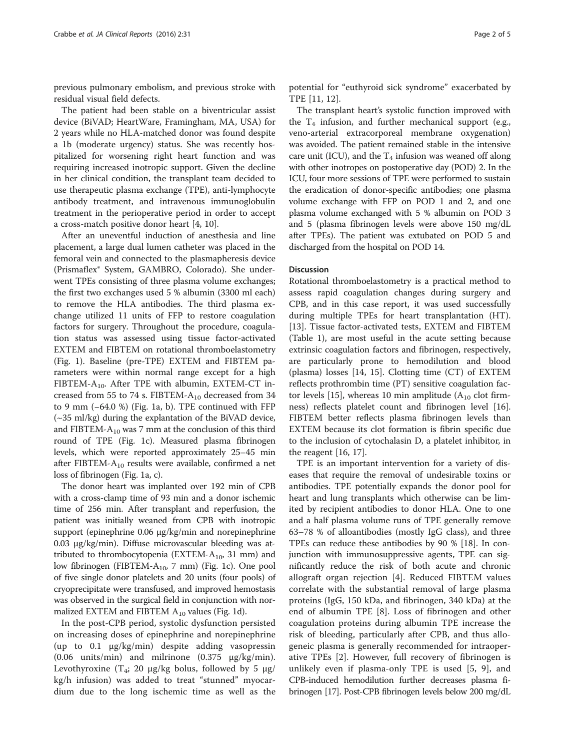previous pulmonary embolism, and previous stroke with residual visual field defects.

The patient had been stable on a biventricular assist device (BiVAD; HeartWare, Framingham, MA, USA) for 2 years while no HLA-matched donor was found despite a 1b (moderate urgency) status. She was recently hospitalized for worsening right heart function and was requiring increased inotropic support. Given the decline in her clinical condition, the transplant team decided to use therapeutic plasma exchange (TPE), anti-lymphocyte antibody treatment, and intravenous immunoglobulin treatment in the perioperative period in order to accept a cross-match positive donor heart [4, 10].

After an uneventful induction of anesthesia and line placement, a large dual lumen catheter was placed in the femoral vein and connected to the plasmapheresis device (Prismaflex® System, GAMBRO, Colorado). She underwent TPEs consisting of three plasma volume exchanges; the first two exchanges used 5 % albumin (3300 ml each) to remove the HLA antibodies. The third plasma exchange utilized 11 units of FFP to restore coagulation factors for surgery. Throughout the procedure, coagulation status was assessed using tissue factor-activated EXTEM and FIBTEM on rotational thromboelastometry (Fig. 1). Baseline (pre-TPE) EXTEM and FIBTEM parameters were within normal range except for a high FIBTEM-$A_{10}$. After TPE with albumin, EXTEM-CT increased from 55 to 74 s. FIBTEM-$A_{10}$ decreased from 34 to 9 mm (−64.0 %) (Fig. 1a, b). TPE continued with FFP (~35 ml/kg) during the explantation of the BiVAD device, and FIBTEM-$A_{10}$ was 7 mm at the conclusion of this third round of TPE (Fig. 1c). Measured plasma fibrinogen levels, which were reported approximately 25–45 min after FIBTEM-$A_{10}$ results were available, confirmed a net loss of fibrinogen (Fig. 1a, c).

The donor heart was implanted over 192 min of CPB with a cross-clamp time of 93 min and a donor ischemic time of 256 min. After transplant and reperfusion, the patient was initially weaned from CPB with inotropic support (epinephrine 0.06 μg/kg/min and norepinephrine 0.03 μg/kg/min). Diffuse microvascular bleeding was attributed to thrombocytopenia (EXTEM-$A_{10}$, 31 mm) and low fibrinogen (FIBTEM-$A_{10}$, 7 mm) (Fig. 1c). One pool of five single donor platelets and 20 units (four pools) of cryoprecipitate were transfused, and improved hemostasis was observed in the surgical field in conjunction with normalized EXTEM and FIBTEM $A_{10}$ values (Fig. 1d).

In the post-CPB period, systolic dysfunction persisted on increasing doses of epinephrine and norepinephrine (up to 0.1 μg/kg/min) despite adding vasopressin (0.06 units/min) and milrinone (0.375 μg/kg/min). Levothyroxine ($T_4$; 20 μg/kg bolus, followed by 5 μg/kg/h infusion) was added to treat "stunned" myocardium due to the long ischemic time as well as the potential for "euthyroid sick syndrome" exacerbated by TPE [11, 12].

The transplant heart's systolic function improved with the $T_4$ infusion, and further mechanical support (e.g., veno-arterial extracorporeal membrane oxygenation) was avoided. The patient remained stable in the intensive care unit (ICU), and the $T_4$ infusion was weaned off along with other inotropes on postoperative day (POD) 2. In the ICU, four more sessions of TPE were performed to sustain the eradication of donor-specific antibodies; one plasma volume exchange with FFP on POD 1 and 2, and one plasma volume exchanged with 5 % albumin on POD 3 and 5 (plasma fibrinogen levels were above 150 mg/dL after TPEs). The patient was extubated on POD 5 and discharged from the hospital on POD 14.

## Discussion

Rotational thromboelastometry is a practical method to assess rapid coagulation changes during surgery and CPB, and in this case report, it was used successfully during multiple TPEs for heart transplantation (HT). [13]. Tissue factor-activated tests, EXTEM and FIBTEM (Table 1), are most useful in the acute setting because extrinsic coagulation factors and fibrinogen, respectively, are particularly prone to hemodilution and blood (plasma) losses [14, 15]. Clotting time (CT) of EXTEM reflects prothrombin time (PT) sensitive coagulation factor levels [15], whereas 10 min amplitude ($A_{10}$ clot firmness) reflects platelet count and fibrinogen level [16]. FIBTEM better reflects plasma fibrinogen levels than EXTEM because its clot formation is fibrin specific due to the inclusion of cytochalasin D, a platelet inhibitor, in the reagent [16, 17].

TPE is an important intervention for a variety of diseases that require the removal of undesirable toxins or antibodies. TPE potentially expands the donor pool for heart and lung transplants which otherwise can be limited by recipient antibodies to donor HLA. One to one and a half plasma volume runs of TPE generally remove 63–78 % of alloantibodies (mostly IgG class), and three TPEs can reduce these antibodies by 90 % [18]. In conjunction with immunosuppressive agents, TPE can significantly reduce the risk of both acute and chronic allograft organ rejection [4]. Reduced FIBTEM values correlate with the substantial removal of large plasma proteins (IgG, 150 kDa, and fibrinogen, 340 kDa) at the end of albumin TPE [8]. Loss of fibrinogen and other coagulation proteins during albumin TPE increase the risk of bleeding, particularly after CPB, and thus allogeneic plasma is generally recommended for intraoperative TPEs [2]. However, full recovery of fibrinogen is unlikely even if plasma-only TPE is used [5, 9], and CPB-induced hemodilution further decreases plasma fibrinogen [17]. Post-CPB fibrinogen levels below 200 mg/dL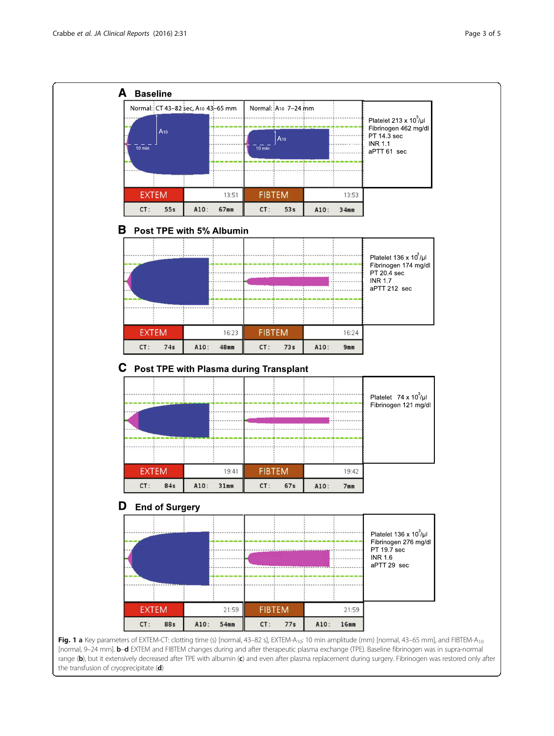**Fig. 1 a** Key parameters of EXTEM-CT: clotting time (s) [normal, 43–82 s], EXTEM-$A_{10}$: 10 min amplitude (mm) [normal, 43–65 mm], and FIBTEM-$A_{10}$ [normal, 9–24 mm]. **b**–**d** EXTEM and FIBTEM changes during and after therapeutic plasma exchange (TPE). Baseline fibrinogen was in supra-normal range (**b**), but it extensively decreased after TPE with albumin (**c**) and even after plasma replacement during surgery. Fibrinogen was restored only after the transfusion of cryoprecipitate (**d**)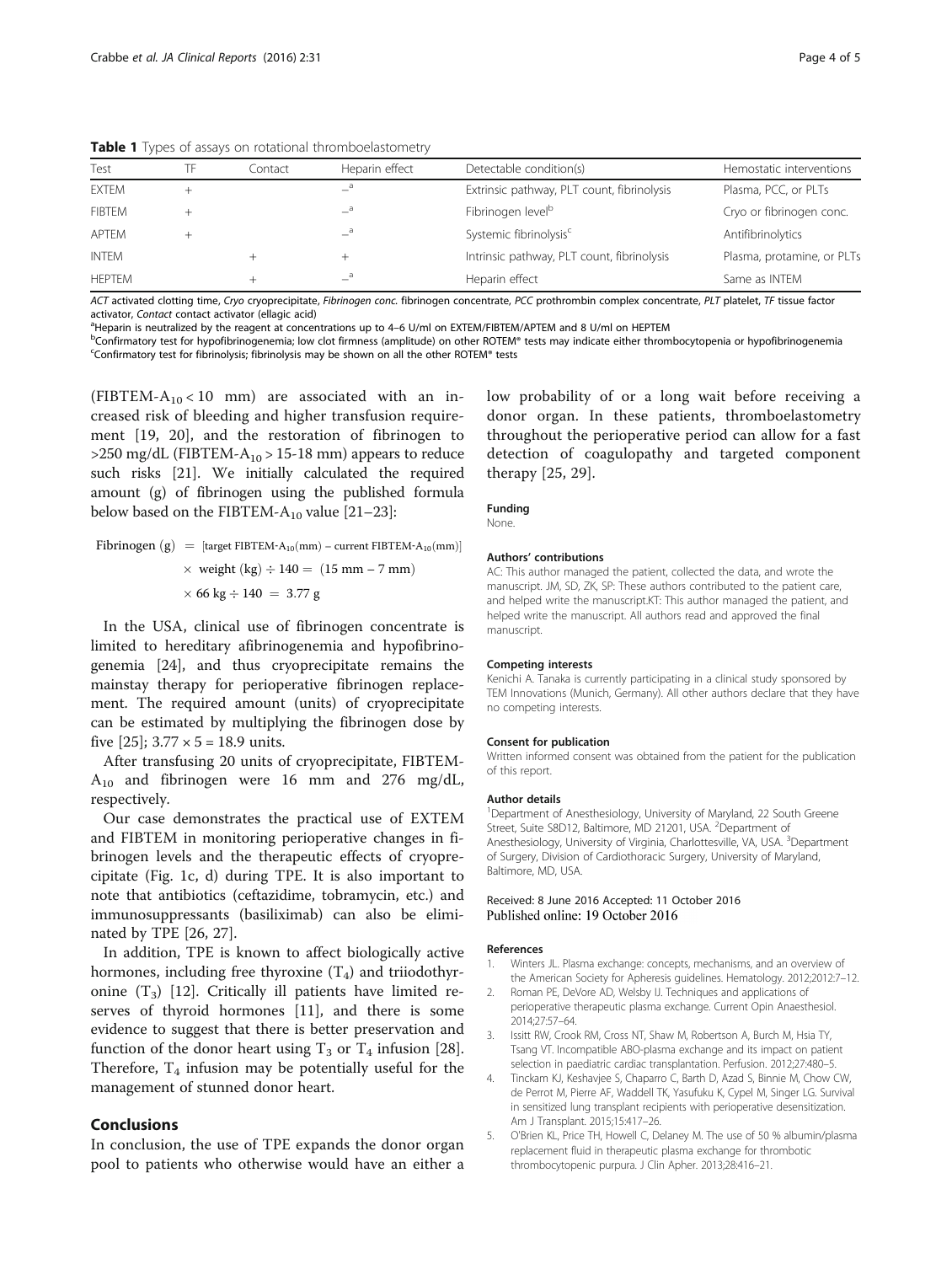**Table 1** Types of assays on rotational thromboelastometry

| Test | TF | Contact | Heparin effect | Detectable condition(s) | Hemostatic interventions |
| --- | --- | --- | --- | --- | --- |
| EXTEM | + | | –[a] | Extrinsic pathway, PLT count, fibrinolysis | Plasma, PCC, or PLTs |
| FIBTEM | + | | –[a] | Fibrinogen level[b] | Cryo or fibrinogen conc. |
| APTEM | + | | –[a] | Systemic fibrinolysis[c] | Antifibrinolytics |
| INTEM | | + | + | Intrinsic pathway, PLT count, fibrinolysis | Plasma, protamine, or PLTs |
| HEPTEM | | + | –[a] | Heparin effect | Same as INTEM |

*ACT* activated clotting time, *Cryo* cryoprecipitate, *Fibrinogen conc.* fibrinogen concentrate, *PCC* prothrombin complex concentrate, *PLT* platelet, *TF* tissue factor activator, *Contact* contact activator (ellagic acid)

[a]Heparin is neutralized by the reagent at concentrations up to 4–6 U/ml on EXTEM/FIBTEM/APTEM and 8 U/ml on HEPTEM

[b]Confirmatory test for hypofibrinogenemia; low clot firmness (amplitude) on other ROTEM® tests may indicate either thrombocytopenia or hypofibrinogenemia

[c]Confirmatory test for fibrinolysis; fibrinolysis may be shown on all the other ROTEM® tests

(FIBTEM-$A_{10}$ < 10 mm) are associated with an increased risk of bleeding and higher transfusion requirement [19, 20], and the restoration of fibrinogen to >250 mg/dL (FIBTEM-$A_{10}$ > 15-18 mm) appears to reduce such risks [21]. We initially calculated the required amount (g) of fibrinogen using the published formula below based on the FIBTEM-$A_{10}$ value [21–23]:

$$\text{Fibrinogen (g)} = [\text{target FIBTEM-A}_{10}(\text{mm}) - \text{current FIBTEM-A}_{10}(\text{mm})] \times \text{weight (kg)} \div 140 = (15\text{ mm} - 7\text{ mm}) \times 66\text{ kg} \div 140 = 3.77\text{ g}$$

In the USA, clinical use of fibrinogen concentrate is limited to hereditary afibrinogenemia and hypofibrinogenemia [24], and thus cryoprecipitate remains the mainstay therapy for perioperative fibrinogen replacement. The required amount (units) of cryoprecipitate can be estimated by multiplying the fibrinogen dose by five [25]; 3.77 × 5 = 18.9 units.

After transfusing 20 units of cryoprecipitate, FIBTEM-$A_{10}$ and fibrinogen were 16 mm and 276 mg/dL, respectively.

Our case demonstrates the practical use of EXTEM and FIBTEM in monitoring perioperative changes in fibrinogen levels and the therapeutic effects of cryoprecipitate (Fig. 1c, d) during TPE. It is also important to note that antibiotics (ceftazidime, tobramycin, etc.) and immunosuppressants (basiliximab) can also be eliminated by TPE [26, 27].

In addition, TPE is known to affect biologically active hormones, including free thyroxine ($T_4$) and triiodothyronine ($T_3$) [12]. Critically ill patients have limited reserves of thyroid hormones [11], and there is some evidence to suggest that there is better preservation and function of the donor heart using $T_3$ or $T_4$ infusion [28]. Therefore, $T_4$ infusion may be potentially useful for the management of stunned donor heart.

## Conclusions

In conclusion, the use of TPE expands the donor organ pool to patients who otherwise would have an either a low probability of or a long wait before receiving a donor organ. In these patients, thromboelastometry throughout the perioperative period can allow for a fast detection of coagulopathy and targeted component therapy [25, 29].

#### Funding

None.

#### Authors' contributions

AC: This author managed the patient, collected the data, and wrote the manuscript. JM, SD, ZK, SP: These authors contributed to the patient care, and helped write the manuscript.KT: This author managed the patient, and helped write the manuscript. All authors read and approved the final manuscript.

#### Competing interests

Kenichi A. Tanaka is currently participating in a clinical study sponsored by TEM Innovations (Munich, Germany). All other authors declare that they have no competing interests.

#### Consent for publication

Written informed consent was obtained from the patient for the publication of this report.

#### Author details

[1]Department of Anesthesiology, University of Maryland, 22 South Greene Street, Suite S8D12, Baltimore, MD 21201, USA. [2]Department of Anesthesiology, University of Virginia, Charlottesville, VA, USA. [3]Department of Surgery, Division of Cardiothoracic Surgery, University of Maryland, Baltimore, MD, USA.

Received: 8 June 2016 Accepted: 11 October 2016
Published online: 19 October 2016

#### References

1. Winters JL. Plasma exchange: concepts, mechanisms, and an overview of the American Society for Apheresis guidelines. Hematology. 2012;2012:7–12.
2. Roman PE, DeVore AD, Welsby IJ. Techniques and applications of perioperative therapeutic plasma exchange. Current Opin Anaesthesiol. 2014;27:57–64.
3. Issitt RW, Crook RM, Cross NT, Shaw M, Robertson A, Burch M, Hsia TY, Tsang VT. Incompatible ABO-plasma exchange and its impact on patient selection in paediatric cardiac transplantation. Perfusion. 2012;27:480–5.
4. Tinckam KJ, Keshavjee S, Chaparro C, Barth D, Azad S, Binnie M, Chow CW, de Perrot M, Pierre AF, Waddell TK, Yasufuku K, Cypel M, Singer LG. Survival in sensitized lung transplant recipients with perioperative desensitization. Am J Transplant. 2015;15:417–26.
5. O'Brien KL, Price TH, Howell C, Delaney M. The use of 50 % albumin/plasma replacement fluid in therapeutic plasma exchange for thrombotic thrombocytopenic purpura. J Clin Apher. 2013;28:416–21.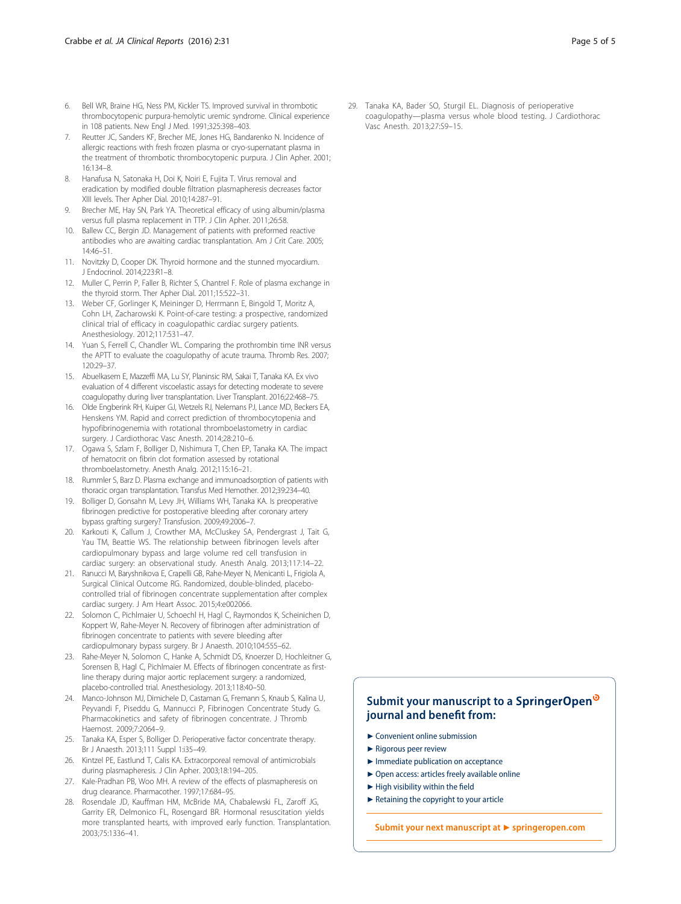6. Bell WR, Braine HG, Ness PM, Kickler TS. Improved survival in thrombotic thrombocytopenic purpura-hemolytic uremic syndrome. Clinical experience in 108 patients. New Engl J Med. 1991;325:398–403.
7. Reutter JC, Sanders KF, Brecher ME, Jones HG, Bandarenko N. Incidence of allergic reactions with fresh frozen plasma or cryo-supernatant plasma in the treatment of thrombotic thrombocytopenic purpura. J Clin Apher. 2001; 16:134–8.
8. Hanafusa N, Satonaka H, Doi K, Noiri E, Fujita T. Virus removal and eradication by modified double filtration plasmapheresis decreases factor XIII levels. Ther Apher Dial. 2010;14:287–91.
9. Brecher ME, Hay SN, Park YA. Theoretical efficacy of using albumin/plasma versus full plasma replacement in TTP. J Clin Apher. 2011;26:58.
10. Ballew CC, Bergin JD. Management of patients with preformed reactive antibodies who are awaiting cardiac transplantation. Am J Crit Care. 2005; 14:46–51.
11. Novitzky D, Cooper DK. Thyroid hormone and the stunned myocardium. J Endocrinol. 2014;223:R1–8.
12. Muller C, Perrin P, Faller B, Richter S, Chantrel F. Role of plasma exchange in the thyroid storm. Ther Apher Dial. 2011;15:522–31.
13. Weber CF, Gorlinger K, Meininger D, Herrmann E, Bingold T, Moritz A, Cohn LH, Zacharowski K. Point-of-care testing: a prospective, randomized clinical trial of efficacy in coagulopathic cardiac surgery patients. Anesthesiology. 2012;117:531–47.
14. Yuan S, Ferrell C, Chandler WL. Comparing the prothrombin time INR versus the APTT to evaluate the coagulopathy of acute trauma. Thromb Res. 2007; 120:29–37.
15. Abuelkasem E, Mazzeffi MA, Lu SY, Planinsic RM, Sakai T, Tanaka KA. Ex vivo evaluation of 4 different viscoelastic assays for detecting moderate to severe coagulopathy during liver transplantation. Liver Transplant. 2016;22:468–75.
16. Olde Engberink RH, Kuiper GJ, Wetzels RJ, Nelemans PJ, Lance MD, Beckers EA, Henskens YM. Rapid and correct prediction of thrombocytopenia and hypofibrinogenemia with rotational thromboelastometry in cardiac surgery. J Cardiothorac Vasc Anesth. 2014;28:210–6.
17. Ogawa S, Szlam F, Bolliger D, Nishimura T, Chen EP, Tanaka KA. The impact of hematocrit on fibrin clot formation assessed by rotational thromboelastometry. Anesth Analg. 2012;115:16–21.
18. Rummler S, Barz D. Plasma exchange and immunoadsorption of patients with thoracic organ transplantation. Transfus Med Hemother. 2012;39:234–40.
19. Bolliger D, Gonsahn M, Levy JH, Williams WH, Tanaka KA. Is preoperative fibrinogen predictive for postoperative bleeding after coronary artery bypass grafting surgery? Transfusion. 2009;49:2006–7.
20. Karkouti K, Callum J, Crowther MA, McCluskey SA, Pendergrast J, Tait G, Yau TM, Beattie WS. The relationship between fibrinogen levels after cardiopulmonary bypass and large volume red cell transfusion in cardiac surgery: an observational study. Anesth Analg. 2013;117:14–22.
21. Ranucci M, Baryshnikova E, Crapelli GB, Rahe-Meyer N, Menicanti L, Frigiola A, Surgical Clinical Outcome RG. Randomized, double-blinded, placebo-controlled trial of fibrinogen concentrate supplementation after complex cardiac surgery. J Am Heart Assoc. 2015;4:e002066.
22. Solomon C, Pichlmaier U, Schoechl H, Hagl C, Raymondos K, Scheinichen D, Koppert W, Rahe-Meyer N. Recovery of fibrinogen after administration of fibrinogen concentrate to patients with severe bleeding after cardiopulmonary bypass surgery. Br J Anaesth. 2010;104:555–62.
23. Rahe-Meyer N, Solomon C, Hanke A, Schmidt DS, Knoerzer D, Hochleitner G, Sorensen B, Hagl C, Pichlmaier M. Effects of fibrinogen concentrate as first-line therapy during major aortic replacement surgery: a randomized, placebo-controlled trial. Anesthesiology. 2013;118:40–50.
24. Manco-Johnson MJ, Dimichele D, Castaman G, Fremann S, Knaub S, Kalina U, Peyvandi F, Piseddu G, Mannucci P, Fibrinogen Concentrate Study G. Pharmacokinetics and safety of fibrinogen concentrate. J Thromb Haemost. 2009;7:2064–9.
25. Tanaka KA, Esper S, Bolliger D. Perioperative factor concentrate therapy. Br J Anaesth. 2013;111 Suppl 1:i35–49.
26. Kintzel PE, Eastlund T, Calis KA. Extracorporeal removal of antimicrobials during plasmapheresis. J Clin Apher. 2003;18:194–205.
27. Kale-Pradhan PB, Woo MH. A review of the effects of plasmapheresis on drug clearance. Pharmacother. 1997;17:684–95.
28. Rosendale JD, Kauffman HM, McBride MA, Chabalewski FL, Zaroff JG, Garrity ER, Delmonico FL, Rosengard BR. Hormonal resuscitation yields more transplanted hearts, with improved early function. Transplantation. 2003;75:1336–41.
29. Tanaka KA, Bader SO, Sturgil EL. Diagnosis of perioperative coagulopathy—plasma versus whole blood testing. J Cardiothorac Vasc Anesth. 2013;27:S9–15.

**Submit your manuscript to a SpringerOpen journal and benefit from:**

- ► Convenient online submission
- ► Rigorous peer review
- ► Immediate publication on acceptance
- ► Open access: articles freely available online
- ► High visibility within the field
- ► Retaining the copyright to your article

**Submit your next manuscript at ► springeropen.com**